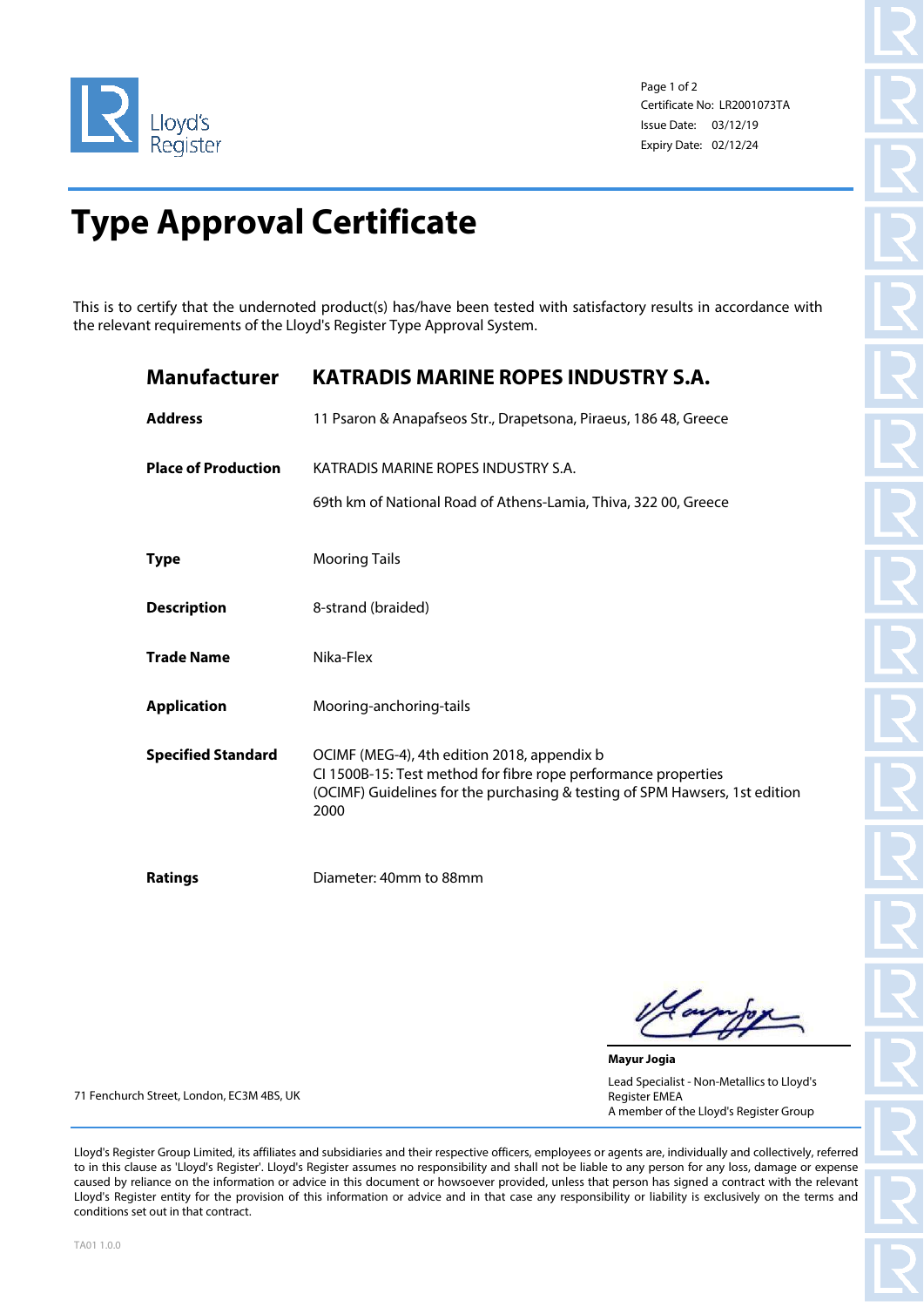Lloyd's Register

Certificate No: LR2001073TA
Issue Date: 03/12/19
Expiry Date: 02/12/24

# Type Approval Certificate

This is to certify that the undernoted product(s) has/have been tested with satisfactory results in accordance with the relevant requirements of the Lloyd's Register Type Approval System.

| | |
|---|---|
| **Manufacturer** | **KATRADIS MARINE ROPES INDUSTRY S.A.** |
| **Address** | 11 Psaron & Anapafseos Str., Drapetsona, Piraeus, 186 48, Greece |
| **Place of Production** | KATRADIS MARINE ROPES INDUSTRY S.A.<br>69th km of National Road of Athens-Lamia, Thiva, 322 00, Greece |
| **Type** | Mooring Tails |
| **Description** | 8-strand (braided) |
| **Trade Name** | Nika-Flex |
| **Application** | Mooring-anchoring-tails |
| **Specified Standard** | OCIMF (MEG-4), 4th edition 2018, appendix b<br>CI 1500B-15: Test method for fibre rope performance properties<br>(OCIMF) Guidelines for the purchasing & testing of SPM Hawsers, 1st edition 2000 |
| **Ratings** | Diameter: 40mm to 88mm |

**Mayur Jogia**
Lead Specialist - Non-Metallics to Lloyd's Register EMEA
A member of the Lloyd's Register Group

71 Fenchurch Street, London, EC3M 4BS, UK

Lloyd's Register Group Limited, its affiliates and subsidiaries and their respective officers, employees or agents are, individually and collectively, referred to in this clause as 'Lloyd's Register'. Lloyd's Register assumes no responsibility and shall not be liable to any person for any loss, damage or expense caused by reliance on the information or advice in this document or howsoever provided, unless that person has signed a contract with the relevant Lloyd's Register entity for the provision of this information or advice and in that case any responsibility or liability is exclusively on the terms and conditions set out in that contract.

TA01 1.0.0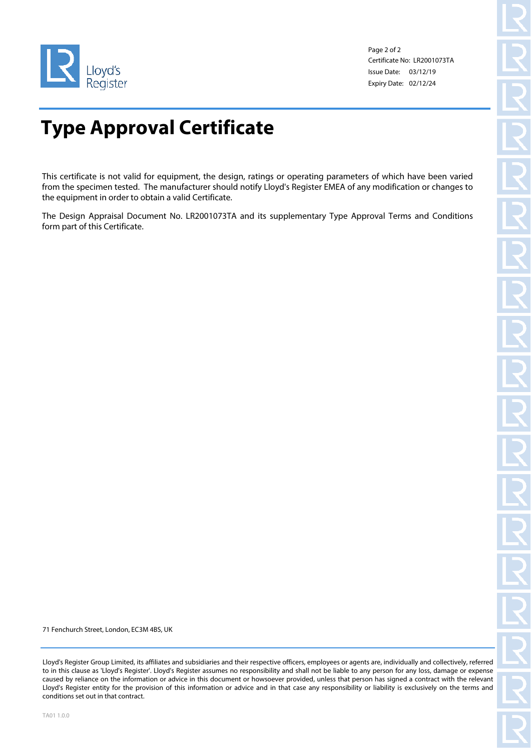Certificate No: LR2001073TA
Issue Date: 03/12/19
Expiry Date: 02/12/24

# Type Approval Certificate

This certificate is not valid for equipment, the design, ratings or operating parameters of which have been varied from the specimen tested. The manufacturer should notify Lloyd's Register EMEA of any modification or changes to the equipment in order to obtain a valid Certificate.

The Design Appraisal Document No. LR2001073TA and its supplementary Type Approval Terms and Conditions form part of this Certificate.

71 Fenchurch Street, London, EC3M 4BS, UK

Lloyd's Register Group Limited, its affiliates and subsidiaries and their respective officers, employees or agents are, individually and collectively, referred to in this clause as 'Lloyd's Register'. Lloyd's Register assumes no responsibility and shall not be liable to any person for any loss, damage or expense caused by reliance on the information or advice in this document or howsoever provided, unless that person has signed a contract with the relevant Lloyd's Register entity for the provision of this information or advice and in that case any responsibility or liability is exclusively on the terms and conditions set out in that contract.

TA01 1.0.0